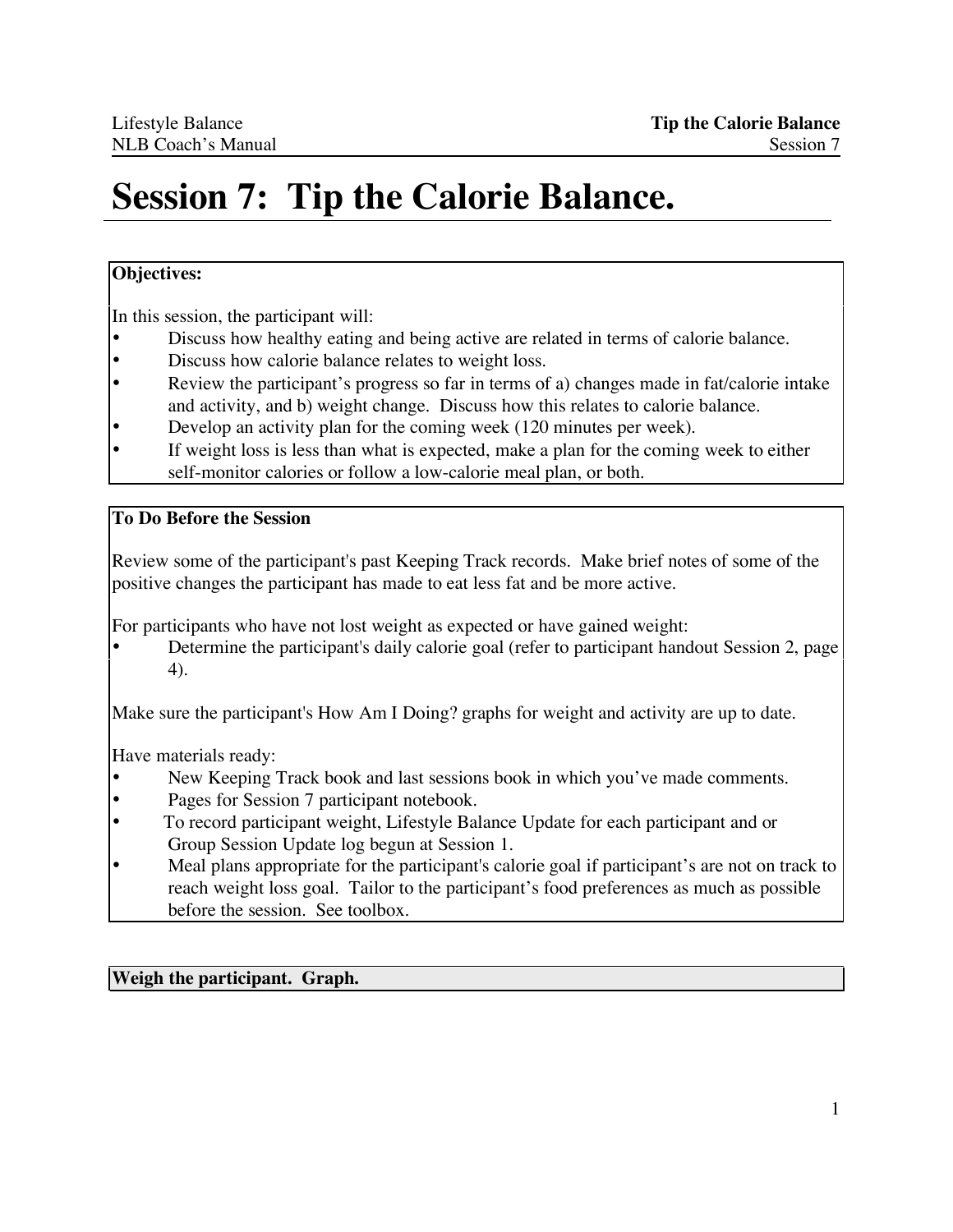# Session 7: Tip the Calorie Balance.

**Objectives:**

In this session, the participant will:

- Discuss how healthy eating and being active are related in terms of calorie balance.
- Discuss how calorie balance relates to weight loss.
- Review the participant's progress so far in terms of a) changes made in fat/calorie intake and activity, and b) weight change. Discuss how this relates to calorie balance.
- Develop an activity plan for the coming week (120 minutes per week).
- If weight loss is less than what is expected, make a plan for the coming week to either self-monitor calories or follow a low-calorie meal plan, or both.

**To Do Before the Session**

Review some of the participant's past Keeping Track records. Make brief notes of some of the positive changes the participant has made to eat less fat and be more active.

For participants who have not lost weight as expected or have gained weight:

- Determine the participant's daily calorie goal (refer to participant handout Session 2, page 4).

Make sure the participant's How Am I Doing? graphs for weight and activity are up to date.

Have materials ready:

- New Keeping Track book and last sessions book in which you've made comments.
- Pages for Session 7 participant notebook.
- To record participant weight, Lifestyle Balance Update for each participant and or Group Session Update log begun at Session 1.
- Meal plans appropriate for the participant's calorie goal if participant's are not on track to reach weight loss goal. Tailor to the participant's food preferences as much as possible before the session. See toolbox.

**Weigh the participant. Graph.**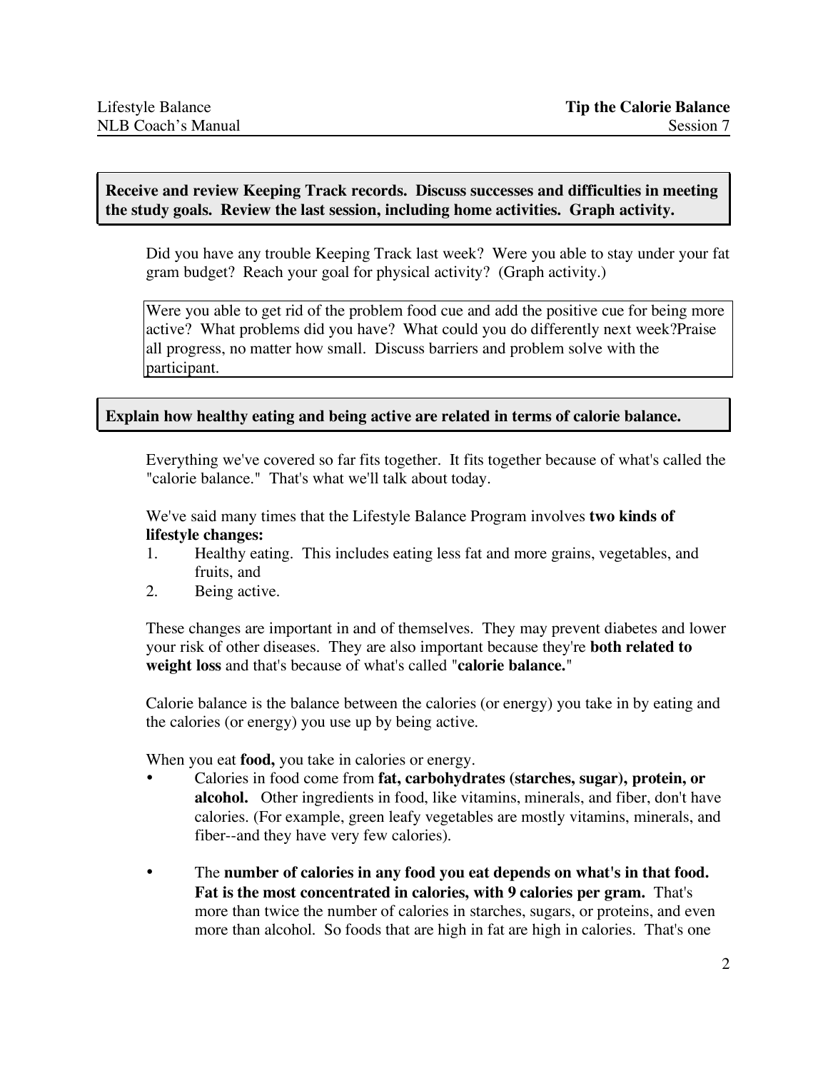**Receive and review Keeping Track records. Discuss successes and difficulties in meeting the study goals. Review the last session, including home activities. Graph activity.**

Did you have any trouble Keeping Track last week? Were you able to stay under your fat gram budget? Reach your goal for physical activity? (Graph activity.)

Were you able to get rid of the problem food cue and add the positive cue for being more active? What problems did you have? What could you do differently next week?Praise all progress, no matter how small. Discuss barriers and problem solve with the participant.

**Explain how healthy eating and being active are related in terms of calorie balance.**

Everything we've covered so far fits together. It fits together because of what's called the "calorie balance." That's what we'll talk about today.

We've said many times that the Lifestyle Balance Program involves **two kinds of lifestyle changes:**

1. Healthy eating. This includes eating less fat and more grains, vegetables, and fruits, and
2. Being active.

These changes are important in and of themselves. They may prevent diabetes and lower your risk of other diseases. They are also important because they're **both related to weight loss** and that's because of what's called "**calorie balance.**"

Calorie balance is the balance between the calories (or energy) you take in by eating and the calories (or energy) you use up by being active.

When you eat **food,** you take in calories or energy.

- Calories in food come from **fat, carbohydrates (starches, sugar), protein, or alcohol.** Other ingredients in food, like vitamins, minerals, and fiber, don't have calories. (For example, green leafy vegetables are mostly vitamins, minerals, and fiber--and they have very few calories).
- The **number of calories in any food you eat depends on what's in that food. Fat is the most concentrated in calories, with 9 calories per gram.** That's more than twice the number of calories in starches, sugars, or proteins, and even more than alcohol. So foods that are high in fat are high in calories. That's one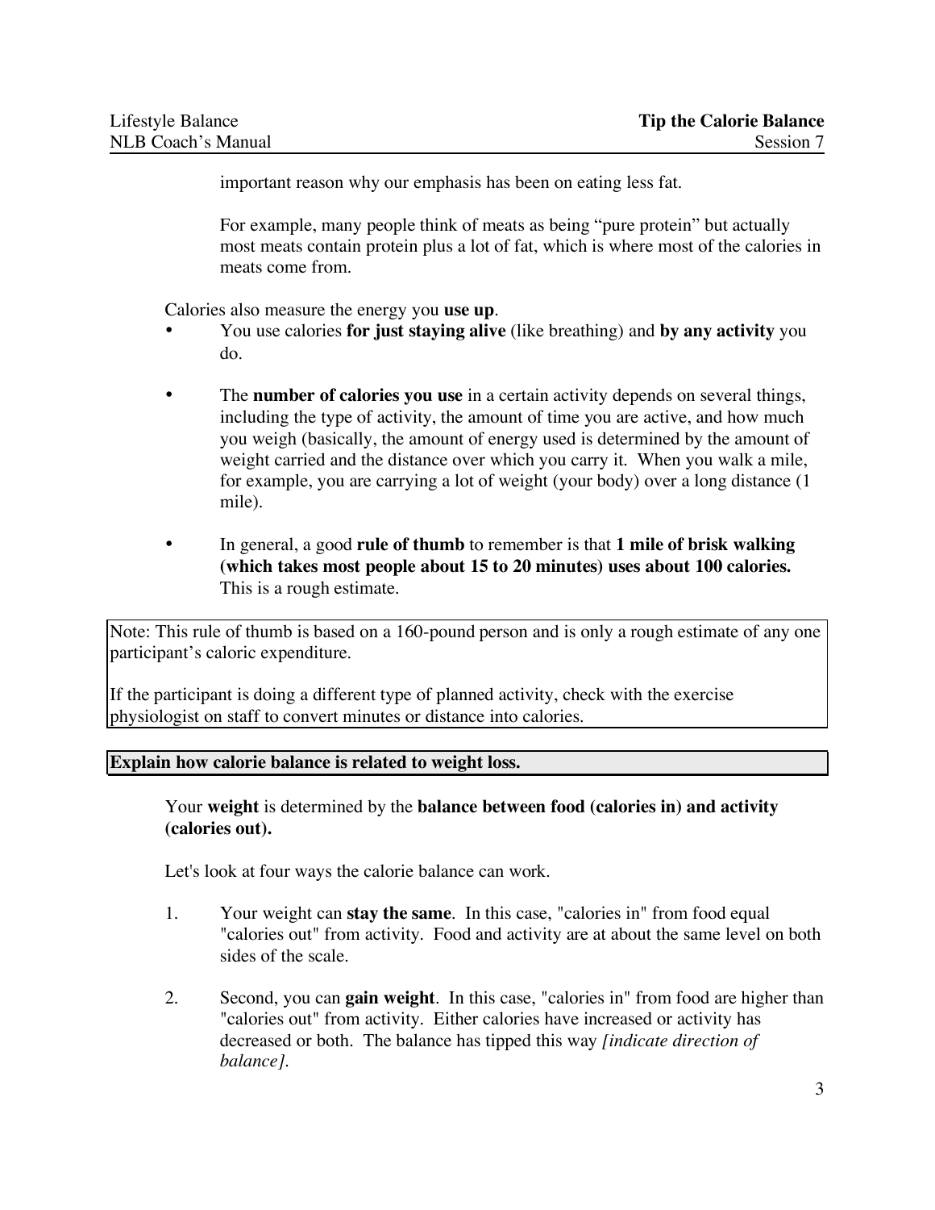important reason why our emphasis has been on eating less fat.

For example, many people think of meats as being "pure protein" but actually most meats contain protein plus a lot of fat, which is where most of the calories in meats come from.

Calories also measure the energy you **use up**.

- You use calories **for just staying alive** (like breathing) and **by any activity** you do.

- The **number of calories you use** in a certain activity depends on several things, including the type of activity, the amount of time you are active, and how much you weigh (basically, the amount of energy used is determined by the amount of weight carried and the distance over which you carry it. When you walk a mile, for example, you are carrying a lot of weight (your body) over a long distance (1 mile).

- In general, a good **rule of thumb** to remember is that **1 mile of brisk walking (which takes most people about 15 to 20 minutes) uses about 100 calories.** This is a rough estimate.

> Note: This rule of thumb is based on a 160-pound person and is only a rough estimate of any one participant's caloric expenditure.
>
> If the participant is doing a different type of planned activity, check with the exercise physiologist on staff to convert minutes or distance into calories.

**Explain how calorie balance is related to weight loss.**

Your **weight** is determined by the **balance between food (calories in) and activity (calories out).**

Let's look at four ways the calorie balance can work.

1. Your weight can **stay the same**. In this case, "calories in" from food equal "calories out" from activity. Food and activity are at about the same level on both sides of the scale.

2. Second, you can **gain weight**. In this case, "calories in" from food are higher than "calories out" from activity. Either calories have increased or activity has decreased or both. The balance has tipped this way *[indicate direction of balance].*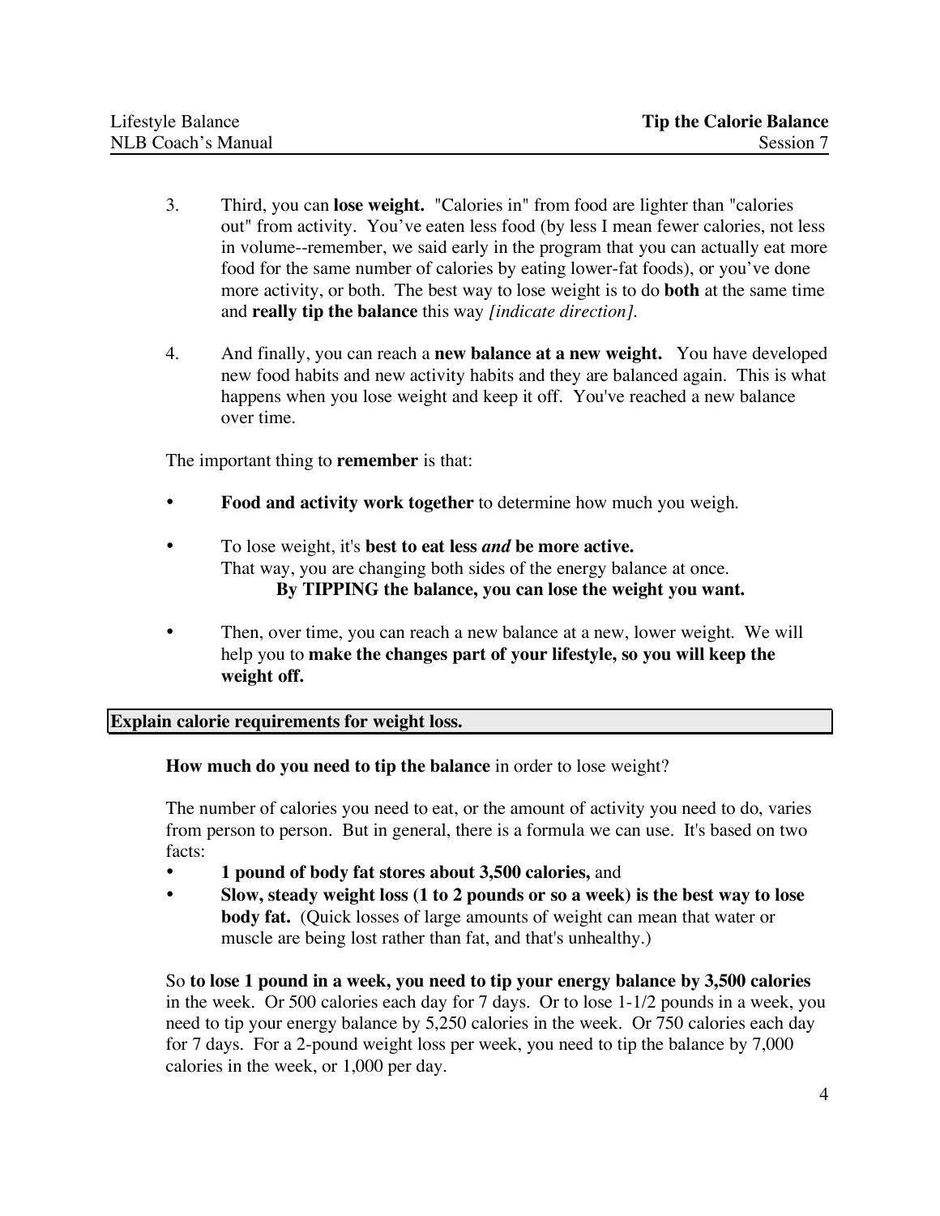3. Third, you can **lose weight.** "Calories in" from food are lighter than "calories out" from activity. You've eaten less food (by less I mean fewer calories, not less in volume--remember, we said early in the program that you can actually eat more food for the same number of calories by eating lower-fat foods), or you've done more activity, or both. The best way to lose weight is to do **both** at the same time and **really tip the balance** this way *[indicate direction].*

4. And finally, you can reach a **new balance at a new weight.** You have developed new food habits and new activity habits and they are balanced again. This is what happens when you lose weight and keep it off. You've reached a new balance over time.

The important thing to **remember** is that:

- **Food and activity work together** to determine how much you weigh.
- To lose weight, it's **best to eat less *and* be more active.**
  That way, you are changing both sides of the energy balance at once.
  **By TIPPING the balance, you can lose the weight you want.**
- Then, over time, you can reach a new balance at a new, lower weight. We will help you to **make the changes part of your lifestyle, so you will keep the weight off.**

**Explain calorie requirements for weight loss.**

**How much do you need to tip the balance** in order to lose weight?

The number of calories you need to eat, or the amount of activity you need to do, varies from person to person. But in general, there is a formula we can use. It's based on two facts:

- **1 pound of body fat stores about 3,500 calories,** and
- **Slow, steady weight loss (1 to 2 pounds or so a week) is the best way to lose body fat.** (Quick losses of large amounts of weight can mean that water or muscle are being lost rather than fat, and that's unhealthy.)

So **to lose 1 pound in a week, you need to tip your energy balance by 3,500 calories** in the week. Or 500 calories each day for 7 days. Or to lose 1-1/2 pounds in a week, you need to tip your energy balance by 5,250 calories in the week. Or 750 calories each day for 7 days. For a 2-pound weight loss per week, you need to tip the balance by 7,000 calories in the week, or 1,000 per day.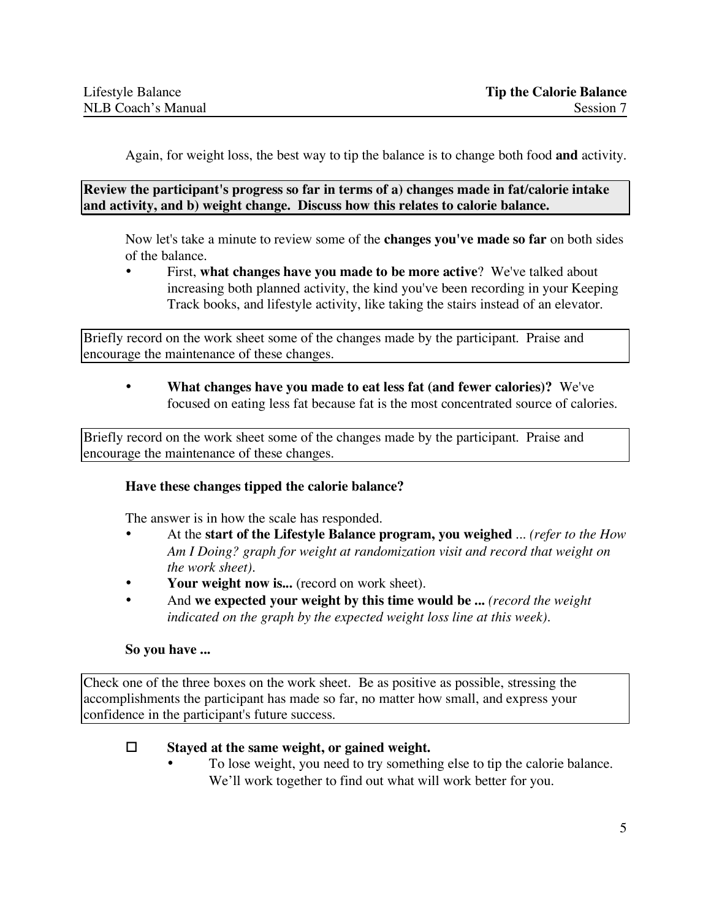Again, for weight loss, the best way to tip the balance is to change both food **and** activity.

**Review the participant's progress so far in terms of a) changes made in fat/calorie intake and activity, and b) weight change. Discuss how this relates to calorie balance.**

Now let's take a minute to review some of the **changes you've made so far** on both sides of the balance.

- First, **what changes have you made to be more active**? We've talked about increasing both planned activity, the kind you've been recording in your Keeping Track books, and lifestyle activity, like taking the stairs instead of an elevator.

Briefly record on the work sheet some of the changes made by the participant. Praise and encourage the maintenance of these changes.

- **What changes have you made to eat less fat (and fewer calories)?** We've focused on eating less fat because fat is the most concentrated source of calories.

Briefly record on the work sheet some of the changes made by the participant. Praise and encourage the maintenance of these changes.

**Have these changes tipped the calorie balance?**

The answer is in how the scale has responded.

- At the **start of the Lifestyle Balance program, you weighed** ... *(refer to the How Am I Doing? graph for weight at randomization visit and record that weight on the work sheet).*
- **Your weight now is...** (record on work sheet).
- And **we expected your weight by this time would be ...** *(record the weight indicated on the graph by the expected weight loss line at this week).*

**So you have ...**

Check one of the three boxes on the work sheet. Be as positive as possible, stressing the accomplishments the participant has made so far, no matter how small, and express your confidence in the participant's future success.

- ☐ **Stayed at the same weight, or gained weight.**
  - To lose weight, you need to try something else to tip the calorie balance. We'll work together to find out what will work better for you.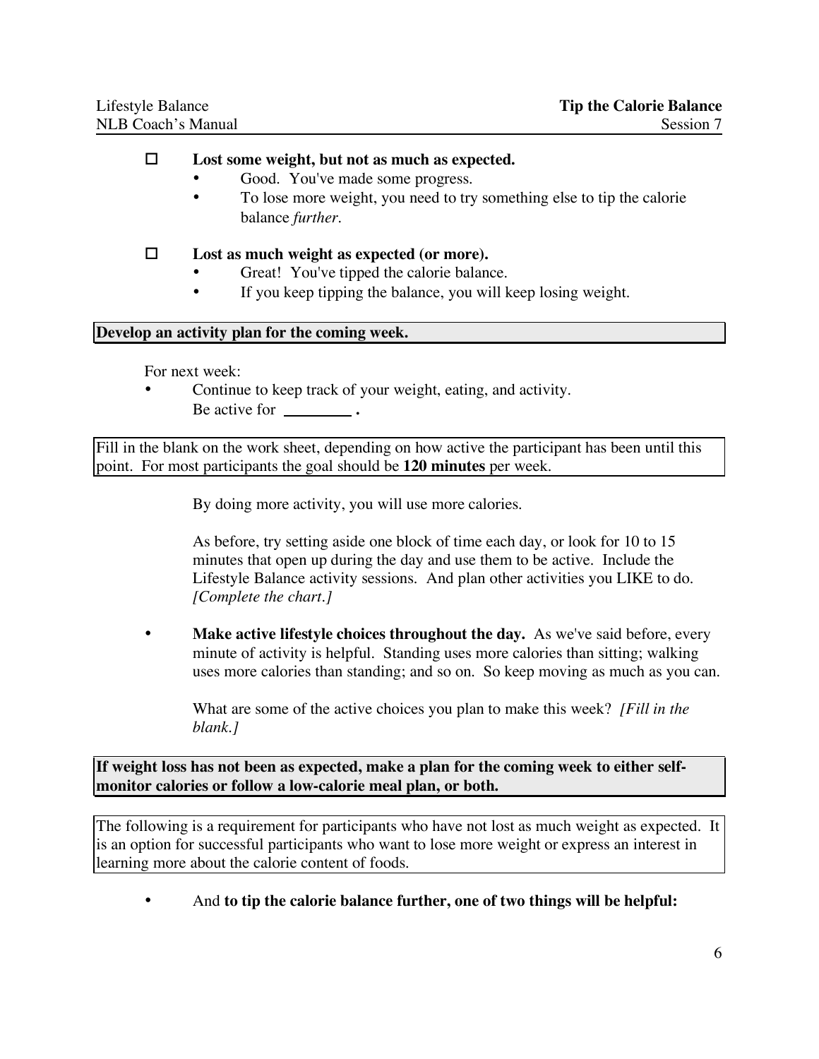- ☐ **Lost some weight, but not as much as expected.**
  - Good. You've made some progress.
  - To lose more weight, you need to try something else to tip the calorie balance *further*.

- ☐ **Lost as much weight as expected (or more).**
  - Great! You've tipped the calorie balance.
  - If you keep tipping the balance, you will keep losing weight.

**Develop an activity plan for the coming week.**

For next week:

- Continue to keep track of your weight, eating, and activity.
  Be active for _________ .

Fill in the blank on the work sheet, depending on how active the participant has been until this point. For most participants the goal should be **120 minutes** per week.

By doing more activity, you will use more calories.

As before, try setting aside one block of time each day, or look for 10 to 15 minutes that open up during the day and use them to be active. Include the Lifestyle Balance activity sessions. And plan other activities you LIKE to do. *[Complete the chart.]*

- **Make active lifestyle choices throughout the day.** As we've said before, every minute of activity is helpful. Standing uses more calories than sitting; walking uses more calories than standing; and so on. So keep moving as much as you can.

  What are some of the active choices you plan to make this week? *[Fill in the blank.]*

**If weight loss has not been as expected, make a plan for the coming week to either self-monitor calories or follow a low-calorie meal plan, or both.**

The following is a requirement for participants who have not lost as much weight as expected. It is an option for successful participants who want to lose more weight or express an interest in learning more about the calorie content of foods.

- And **to tip the calorie balance further, one of two things will be helpful:**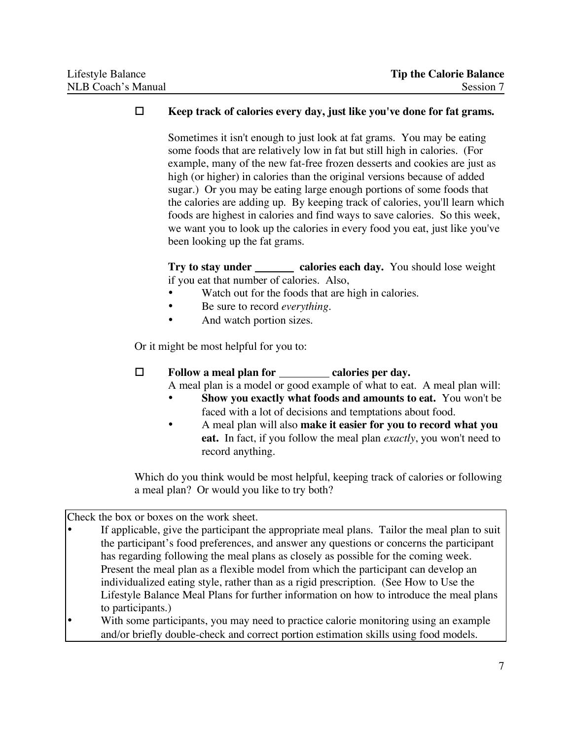- [ ] **Keep track of calories every day, just like you've done for fat grams.**

  Sometimes it isn't enough to just look at fat grams. You may be eating some foods that are relatively low in fat but still high in calories. (For example, many of the new fat-free frozen desserts and cookies are just as high (or higher) in calories than the original versions because of added sugar.) Or you may be eating large enough portions of some foods that the calories are adding up. By keeping track of calories, you'll learn which foods are highest in calories and find ways to save calories. So this week, we want you to look up the calories in every food you eat, just like you've been looking up the fat grams.

  **Try to stay under _______ calories each day.** You should lose weight if you eat that number of calories. Also,

  - Watch out for the foods that are high in calories.
  - Be sure to record *everything*.
  - And watch portion sizes.

Or it might be most helpful for you to:

- [ ] **Follow a meal plan for _________ calories per day.**

  A meal plan is a model or good example of what to eat. A meal plan will:

  - **Show you exactly what foods and amounts to eat.** You won't be faced with a lot of decisions and temptations about food.
  - A meal plan will also **make it easier for you to record what you eat.** In fact, if you follow the meal plan *exactly*, you won't need to record anything.

Which do you think would be most helpful, keeping track of calories or following a meal plan? Or would you like to try both?

> Check the box or boxes on the work sheet.
>
> - If applicable, give the participant the appropriate meal plans. Tailor the meal plan to suit the participant's food preferences, and answer any questions or concerns the participant has regarding following the meal plans as closely as possible for the coming week. Present the meal plan as a flexible model from which the participant can develop an individualized eating style, rather than as a rigid prescription. (See How to Use the Lifestyle Balance Meal Plans for further information on how to introduce the meal plans to participants.)
> - With some participants, you may need to practice calorie monitoring using an example and/or briefly double-check and correct portion estimation skills using food models.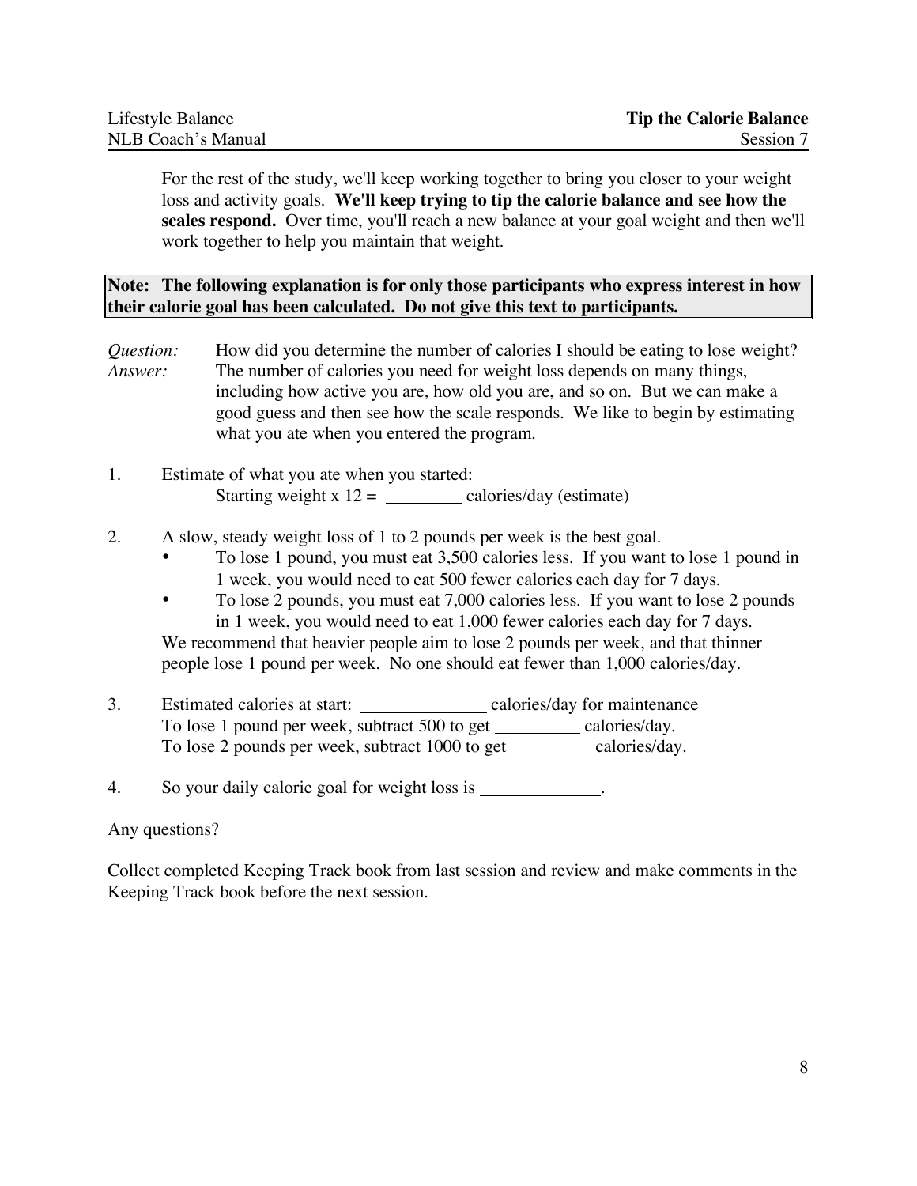For the rest of the study, we'll keep working together to bring you closer to your weight loss and activity goals. **We'll keep trying to tip the calorie balance and see how the scales respond.** Over time, you'll reach a new balance at your goal weight and then we'll work together to help you maintain that weight.

**Note: The following explanation is for only those participants who express interest in how their calorie goal has been calculated. Do not give this text to participants.**

*Question:* How did you determine the number of calories I should be eating to lose weight?
*Answer:* The number of calories you need for weight loss depends on many things, including how active you are, how old you are, and so on. But we can make a good guess and then see how the scale responds. We like to begin by estimating what you ate when you entered the program.

1. Estimate of what you ate when you started:
   Starting weight x 12 = _________ calories/day (estimate)

2. A slow, steady weight loss of 1 to 2 pounds per week is the best goal.
   - To lose 1 pound, you must eat 3,500 calories less. If you want to lose 1 pound in 1 week, you would need to eat 500 fewer calories each day for 7 days.
   - To lose 2 pounds, you must eat 7,000 calories less. If you want to lose 2 pounds in 1 week, you would need to eat 1,000 fewer calories each day for 7 days.

   We recommend that heavier people aim to lose 2 pounds per week, and that thinner people lose 1 pound per week. No one should eat fewer than 1,000 calories/day.

3. Estimated calories at start: ______________ calories/day for maintenance
   To lose 1 pound per week, subtract 500 to get __________ calories/day.
   To lose 2 pounds per week, subtract 1000 to get _________ calories/day.

4. So your daily calorie goal for weight loss is _____________.

Any questions?

Collect completed Keeping Track book from last session and review and make comments in the Keeping Track book before the next session.